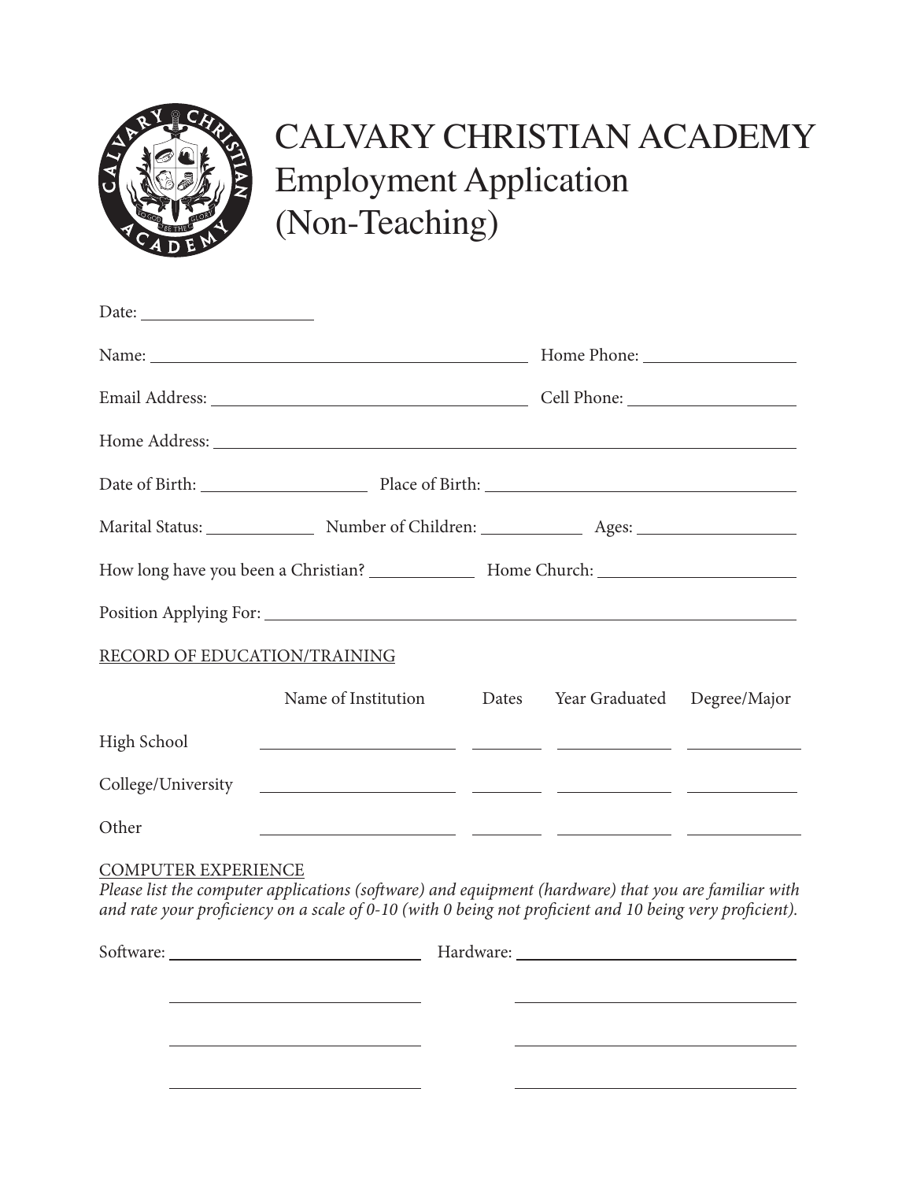# CALVARY CHRISTIAN ACADEMY
## Employment Application
## (Non-Teaching)

Date: ____________________

Name: ______________________________________________ Home Phone: __________________

Email Address: ______________________________________ Cell Phone: __________________

Home Address: _______________________________________________________________________

Date of Birth: ____________________ Place of Birth: ______________________________________

Marital Status: _____________ Number of Children: ____________ Ages: __________________

How long have you been a Christian? ____________ Home Church: _______________________

Position Applying For: ______________________________________________________________

RECORD OF EDUCATION/TRAINING

| | Name of Institution | Dates | Year Graduated | Degree/Major |
|---|---|---|---|---|
| High School | | | | |
| College/University | | | | |
| Other | | | | |

COMPUTER EXPERIENCE

*Please list the computer applications (software) and equipment (hardware) that you are familiar with and rate your proficiency on a scale of 0-10 (with 0 being not proficient and 10 being very proficient).*

Software: ______________________________ Hardware: ______________________________

______________________________ ______________________________

______________________________ ______________________________

______________________________ ______________________________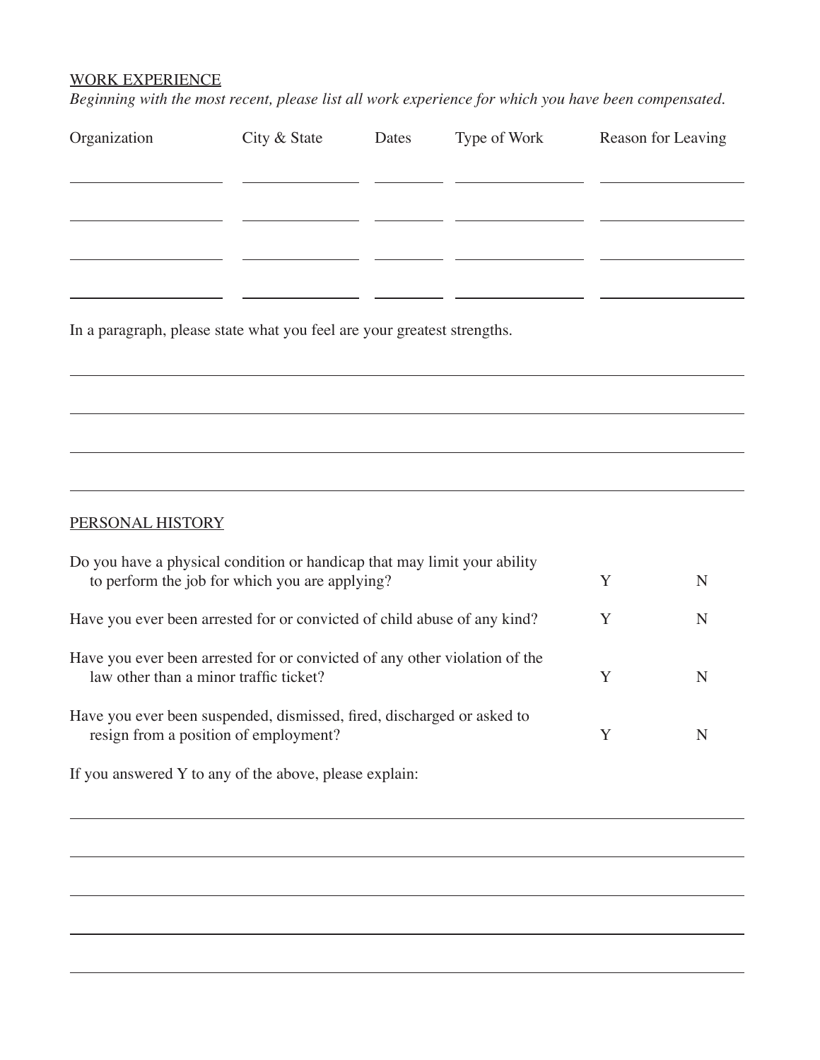## WORK EXPERIENCE

*Beginning with the most recent, please list all work experience for which you have been compensated.*

| Organization | City & State | Dates | Type of Work | Reason for Leaving |
| --- | --- | --- | --- | --- |
| | | | | |
| | | | | |
| | | | | |
| | | | | |

In a paragraph, please state what you feel are your greatest strengths.

## PERSONAL HISTORY

| | | |
| --- | --- | --- |
| Do you have a physical condition or handicap that may limit your ability to perform the job for which you are applying? | Y | N |
| Have you ever been arrested for or convicted of child abuse of any kind? | Y | N |
| Have you ever been arrested for or convicted of any other violation of the law other than a minor traffic ticket? | Y | N |
| Have you ever been suspended, dismissed, fired, discharged or asked to resign from a position of employment? | Y | N |

If you answered Y to any of the above, please explain: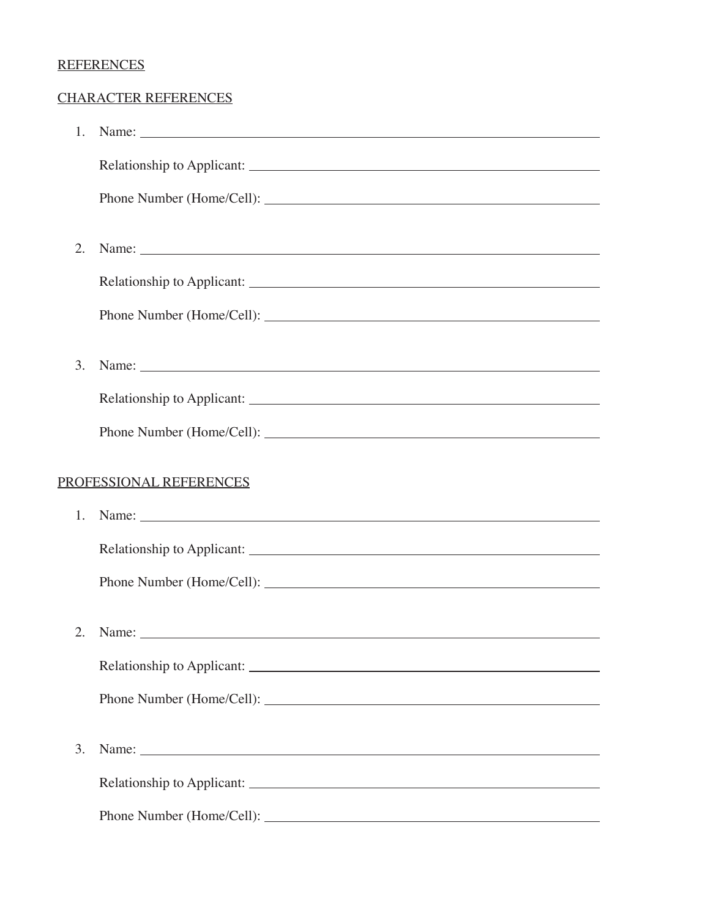REFERENCES

CHARACTER REFERENCES

1. Name: ______________________________________________

   Relationship to Applicant: ______________________________________________

   Phone Number (Home/Cell): ______________________________________________

2. Name: ______________________________________________

   Relationship to Applicant: ______________________________________________

   Phone Number (Home/Cell): ______________________________________________

3. Name: ______________________________________________

   Relationship to Applicant: ______________________________________________

   Phone Number (Home/Cell): ______________________________________________

PROFESSIONAL REFERENCES

1. Name: ______________________________________________

   Relationship to Applicant: ______________________________________________

   Phone Number (Home/Cell): ______________________________________________

2. Name: ______________________________________________

   Relationship to Applicant: ______________________________________________

   Phone Number (Home/Cell): ______________________________________________

3. Name: ______________________________________________

   Relationship to Applicant: ______________________________________________

   Phone Number (Home/Cell): ______________________________________________